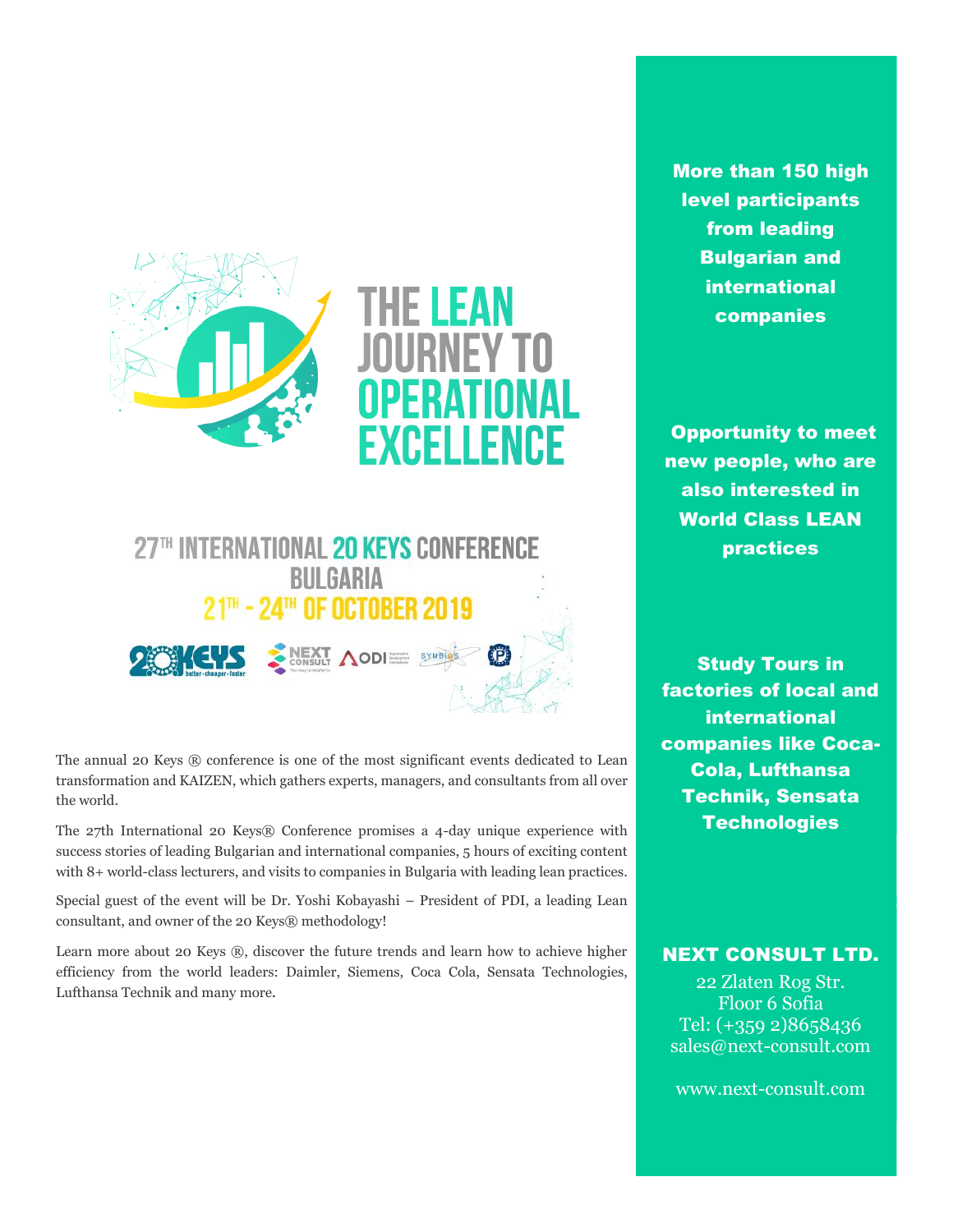# THE LEAN JOURNEY TO OPERATIONAL EXCELLENCE

## 27TH INTERNATIONAL 20 KEYS CONFERENCE BULGARIA 21TH - 24TH OF OCTOBER 2019

The annual 20 Keys ® conference is one of the most significant events dedicated to Lean transformation and KAIZEN, which gathers experts, managers, and consultants from all over the world.

The 27th International 20 Keys® Conference promises a 4-day unique experience with success stories of leading Bulgarian and international companies, 5 hours of exciting content with 8+ world-class lecturers, and visits to companies in Bulgaria with leading lean practices.

Special guest of the event will be Dr. Yoshi Kobayashi – President of PDI, a leading Lean consultant, and owner of the 20 Keys® methodology!

Learn more about 20 Keys ®, discover the future trends and learn how to achieve higher efficiency from the world leaders: Daimler, Siemens, Coca Cola, Sensata Technologies, Lufthansa Technik and many more.

**More than 150 high level participants from leading Bulgarian and international companies**

**Opportunity to meet new people, who are also interested in World Class LEAN practices**

**Study Tours in factories of local and international companies like Coca-Cola, Lufthansa Technik, Sensata Technologies**

**NEXT CONSULT LTD.**

22 Zlaten Rog Str.
Floor 6 Sofia
Tel: (+359 2)8658436
sales@next-consult.com

www.next-consult.com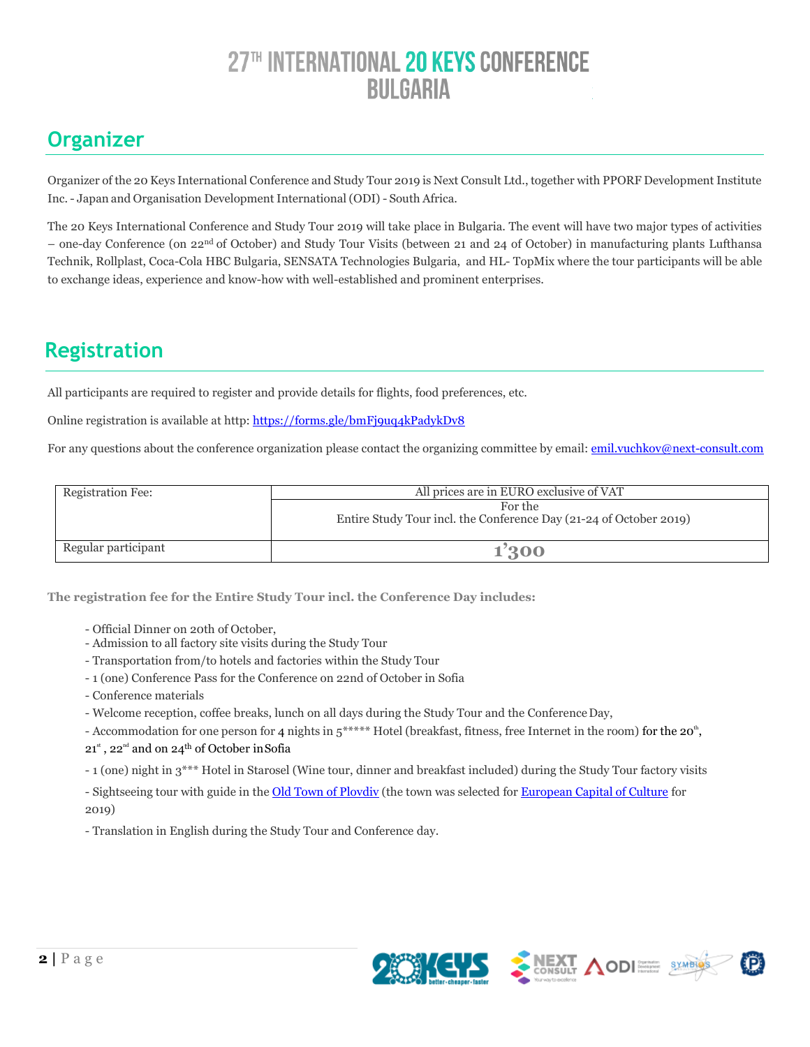# 27TH INTERNATIONAL 20 KEYS CONFERENCE BULGARIA

## Organizer

Organizer of the 20 Keys International Conference and Study Tour 2019 is Next Consult Ltd., together with PPORF Development Institute Inc. - Japan and Organisation Development International (ODI) - South Africa.

The 20 Keys International Conference and Study Tour 2019 will take place in Bulgaria. The event will have two major types of activities – one-day Conference (on 22nd of October) and Study Tour Visits (between 21 and 24 of October) in manufacturing plants Lufthansa Technik, Rollplast, Coca-Cola HBC Bulgaria, SENSATA Technologies Bulgaria, and HL- TopMix where the tour participants will be able to exchange ideas, experience and know-how with well-established and prominent enterprises.

## Registration

All participants are required to register and provide details for flights, food preferences, etc.

Online registration is available at http: https://forms.gle/bmFj9uq4kPadykDv8

For any questions about the conference organization please contact the organizing committee by email: emil.vuchkov@next-consult.com

| Registration Fee: | All prices are in EURO exclusive of VAT<br>For the<br>Entire Study Tour incl. the Conference Day (21-24 of October 2019) |
|---|---|
| Regular participant | **1'300** |

**The registration fee for the Entire Study Tour incl. the Conference Day includes:**

- Official Dinner on 20th of October,
- Admission to all factory site visits during the Study Tour
- Transportation from/to hotels and factories within the Study Tour
- 1 (one) Conference Pass for the Conference on 22nd of October in Sofia
- Conference materials
- Welcome reception, coffee breaks, lunch on all days during the Study Tour and the Conference Day,
- Accommodation for one person for 4 nights in 5***** Hotel (breakfast, fitness, free Internet in the room) for the 20th, 21st, 22nd and on 24th of October in Sofia
- 1 (one) night in 3*** Hotel in Starosel (Wine tour, dinner and breakfast included) during the Study Tour factory visits
- Sightseeing tour with guide in the Old Town of Plovdiv (the town was selected for European Capital of Culture for 2019)
- Translation in English during the Study Tour and Conference day.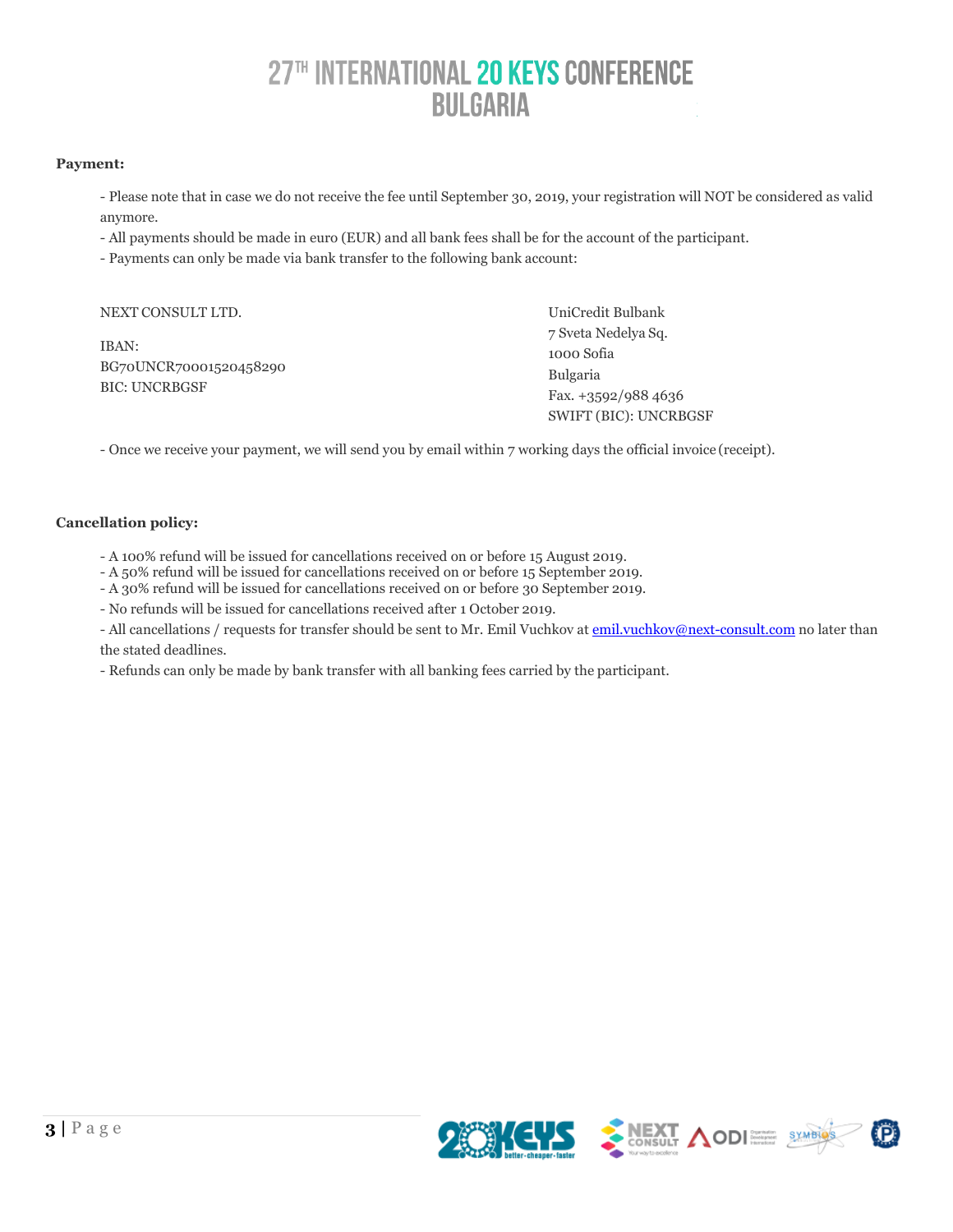**Payment:**

- Please note that in case we do not receive the fee until September 30, 2019, your registration will NOT be considered as valid anymore.
- All payments should be made in euro (EUR) and all bank fees shall be for the account of the participant.
- Payments can only be made via bank transfer to the following bank account:

NEXT CONSULT LTD.

IBAN:
BG70UNCR70001520458290
BIC: UNCRBGSF

UniCredit Bulbank
7 Sveta Nedelya Sq.
1000 Sofia
Bulgaria
Fax. +3592/988 4636
SWIFT (BIC): UNCRBGSF

- Once we receive your payment, we will send you by email within 7 working days the official invoice (receipt).

**Cancellation policy:**

- A 100% refund will be issued for cancellations received on or before 15 August 2019.
- A 50% refund will be issued for cancellations received on or before 15 September 2019.
- A 30% refund will be issued for cancellations received on or before 30 September 2019.
- No refunds will be issued for cancellations received after 1 October 2019.
- All cancellations / requests for transfer should be sent to Mr. Emil Vuchkov at emil.vuchkov@next-consult.com no later than the stated deadlines.
- Refunds can only be made by bank transfer with all banking fees carried by the participant.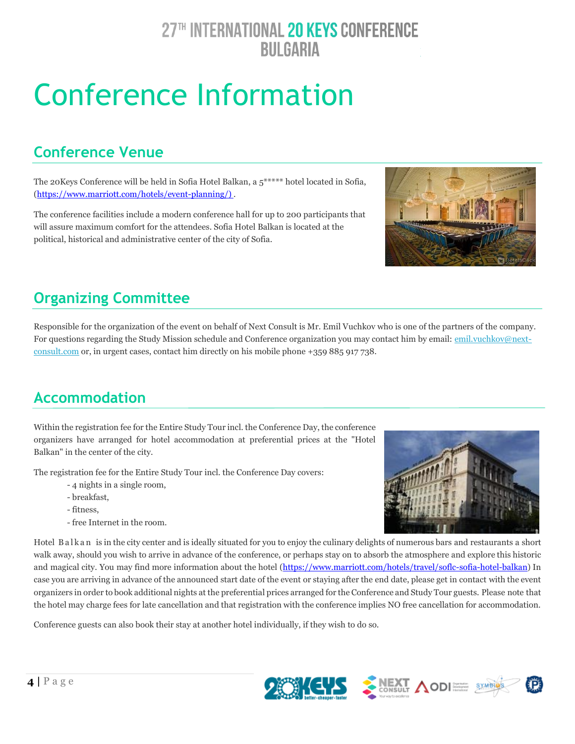# Conference Information

## Conference Venue

The 20Keys Conference will be held in Sofia Hotel Balkan, a 5***** hotel located in Sofia, (https://www.marriott.com/hotels/event-planning/) .

The conference facilities include a modern conference hall for up to 200 participants that will assure maximum comfort for the attendees. Sofia Hotel Balkan is located at the political, historical and administrative center of the city of Sofia.

## Organizing Committee

Responsible for the organization of the event on behalf of Next Consult is Mr. Emil Vuchkov who is one of the partners of the company. For questions regarding the Study Mission schedule and Conference organization you may contact him by email: emil.vuchkov@next-consult.com or, in urgent cases, contact him directly on his mobile phone +359 885 917 738.

## Accommodation

Within the registration fee for the Entire Study Tour incl. the Conference Day, the conference organizers have arranged for hotel accommodation at preferential prices at the "Hotel Balkan" in the center of the city.

The registration fee for the Entire Study Tour incl. the Conference Day covers:

- 4 nights in a single room,
- breakfast,
- fitness,
- free Internet in the room.

Hotel Balkan is in the city center and is ideally situated for you to enjoy the culinary delights of numerous bars and restaurants a short walk away, should you wish to arrive in advance of the conference, or perhaps stay on to absorb the atmosphere and explore this historic and magical city. You may find more information about the hotel (https://www.marriott.com/hotels/travel/soflc-sofia-hotel-balkan) In case you are arriving in advance of the announced start date of the event or staying after the end date, please get in contact with the event organizers in order to book additional nights at the preferential prices arranged for the Conference and Study Tour guests. Please note that the hotel may charge fees for late cancellation and that registration with the conference implies NO free cancellation for accommodation.

Conference guests can also book their stay at another hotel individually, if they wish to do so.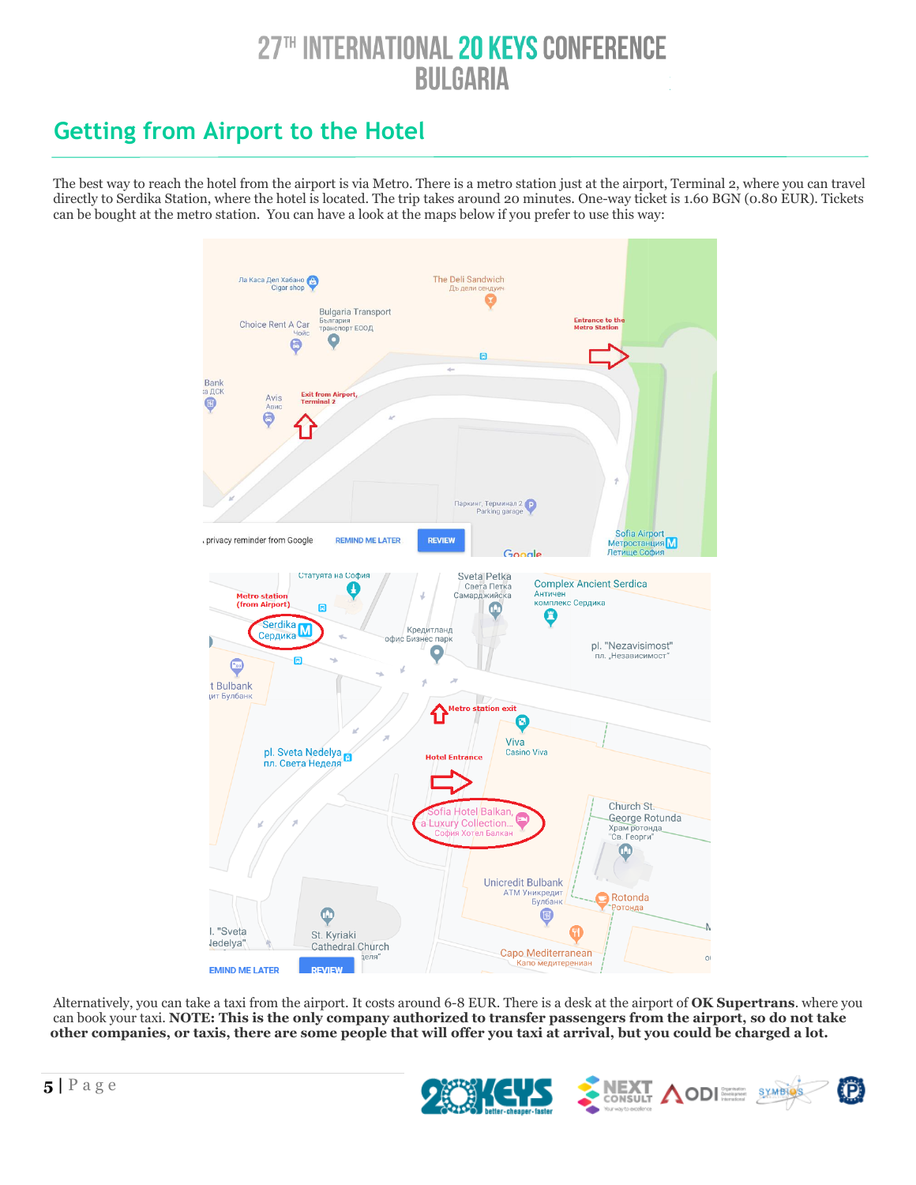## Getting from Airport to the Hotel

The best way to reach the hotel from the airport is via Metro. There is a metro station just at the airport, Terminal 2, where you can travel directly to Serdika Station, where the hotel is located. The trip takes around 20 minutes. One-way ticket is 1.60 BGN (0.80 EUR). Tickets can be bought at the metro station. You can have a look at the maps below if you prefer to use this way:

Alternatively, you can take a taxi from the airport. It costs around 6-8 EUR. There is a desk at the airport of **OK Supertrans**. where you can book your taxi. **NOTE: This is the only company authorized to transfer passengers from the airport, so do not take other companies, or taxis, there are some people that will offer you taxi at arrival, but you could be charged a lot.**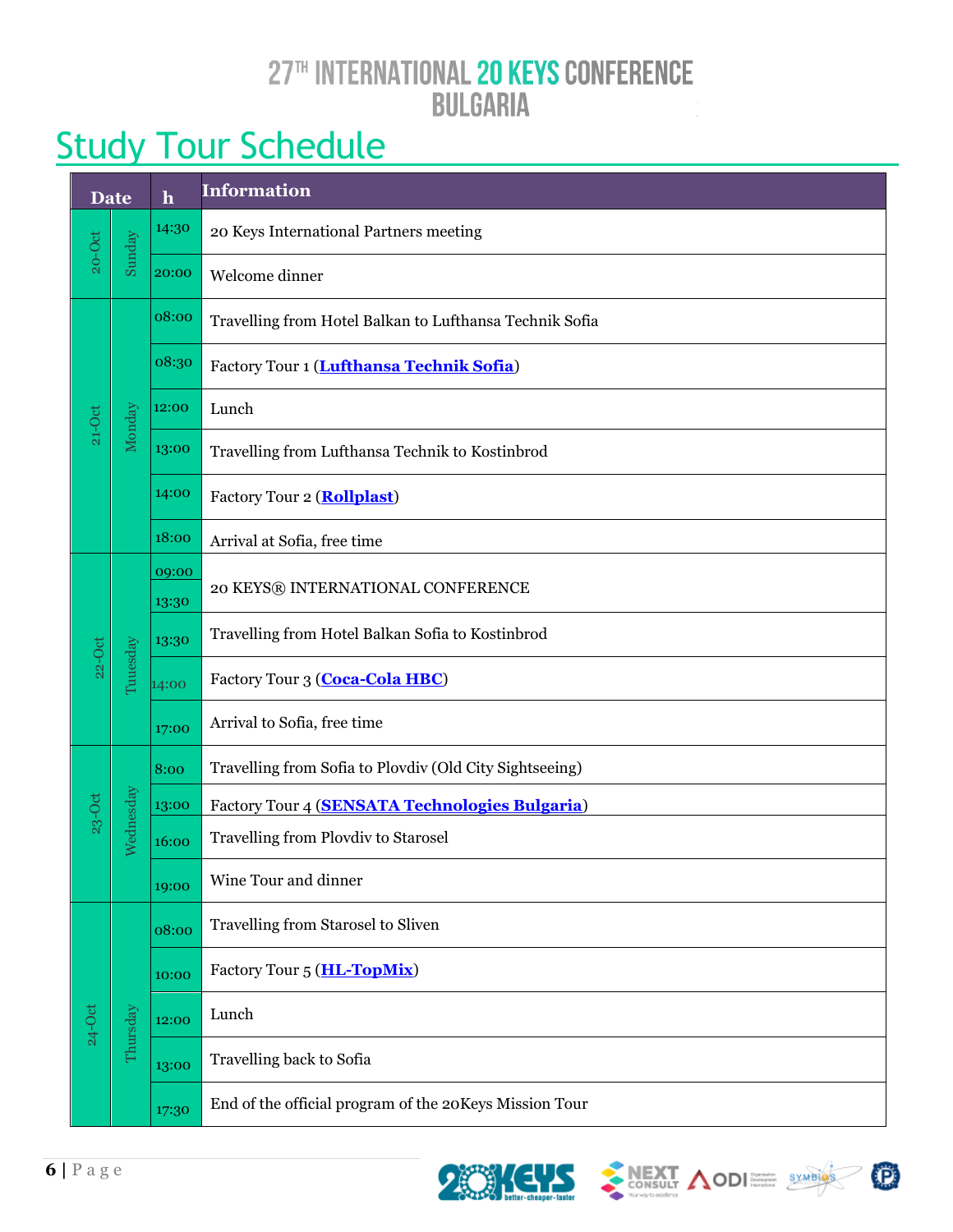# 27TH INTERNATIONAL 20 KEYS CONFERENCE BULGARIA

## Study Tour Schedule

| Date | | h | Information |
|---|---|---|---|
| 20-Oct | Sunday | 14:30 | 20 Keys International Partners meeting |
| | | 20:00 | Welcome dinner |
| 21-Oct | Monday | 08:00 | Travelling from Hotel Balkan to Lufthansa Technik Sofia |
| | | 08:30 | Factory Tour 1 (**Lufthansa Technik Sofia**) |
| | | 12:00 | Lunch |
| | | 13:00 | Travelling from Lufthansa Technik to Kostinbrod |
| | | 14:00 | Factory Tour 2 (**Rollplast**) |
| | | 18:00 | Arrival at Sofia, free time |
| 22-Oct | Tuesday | 09:00 13:30 | 20 KEYS® INTERNATIONAL CONFERENCE |
| | | 13:30 | Travelling from Hotel Balkan Sofia to Kostinbrod |
| | | 14:00 | Factory Tour 3 (**Coca-Cola HBC**) |
| | | 17:00 | Arrival to Sofia, free time |
| 23-Oct | Wednesday | 8:00 | Travelling from Sofia to Plovdiv (Old City Sightseeing) |
| | | 13:00 | Factory Tour 4 (**SENSATA Technologies Bulgaria**) |
| | | 16:00 | Travelling from Plovdiv to Starosel |
| | | 19:00 | Wine Tour and dinner |
| 24-Oct | Thursday | 08:00 | Travelling from Starosel to Sliven |
| | | 10:00 | Factory Tour 5 (**HL-TopMix**) |
| | | 12:00 | Lunch |
| | | 13:00 | Travelling back to Sofia |
| | | 17:30 | End of the official program of the 20Keys Mission Tour |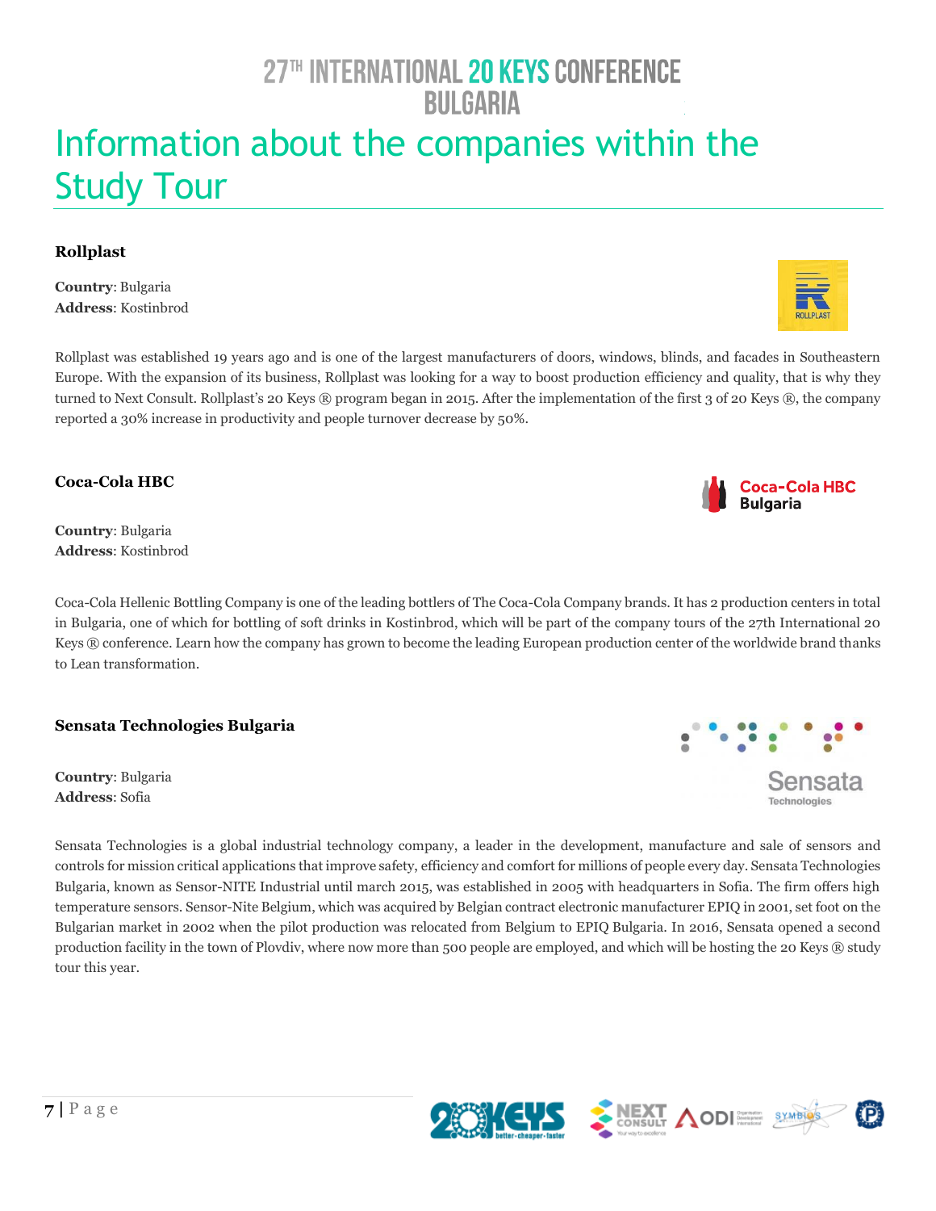# Information about the companies within the Study Tour

**Rollplast**

**Country**: Bulgaria
**Address**: Kostinbrod

Rollplast was established 19 years ago and is one of the largest manufacturers of doors, windows, blinds, and facades in Southeastern Europe. With the expansion of its business, Rollplast was looking for a way to boost production efficiency and quality, that is why they turned to Next Consult. Rollplast's 20 Keys ® program began in 2015. After the implementation of the first 3 of 20 Keys ®, the company reported a 30% increase in productivity and people turnover decrease by 50%.

**Coca-Cola HBC**

**Country**: Bulgaria
**Address**: Kostinbrod

Coca-Cola Hellenic Bottling Company is one of the leading bottlers of The Coca-Cola Company brands. It has 2 production centers in total in Bulgaria, one of which for bottling of soft drinks in Kostinbrod, which will be part of the company tours of the 27th International 20 Keys ® conference. Learn how the company has grown to become the leading European production center of the worldwide brand thanks to Lean transformation.

**Sensata Technologies Bulgaria**

**Country**: Bulgaria
**Address**: Sofia

Sensata Technologies is a global industrial technology company, a leader in the development, manufacture and sale of sensors and controls for mission critical applications that improve safety, efficiency and comfort for millions of people every day. Sensata Technologies Bulgaria, known as Sensor-NITE Industrial until march 2015, was established in 2005 with headquarters in Sofia. The firm offers high temperature sensors. Sensor-Nite Belgium, which was acquired by Belgian contract electronic manufacturer EPIQ in 2001, set foot on the Bulgarian market in 2002 when the pilot production was relocated from Belgium to EPIQ Bulgaria. In 2016, Sensata opened a second production facility in the town of Plovdiv, where now more than 500 people are employed, and which will be hosting the 20 Keys ® study tour this year.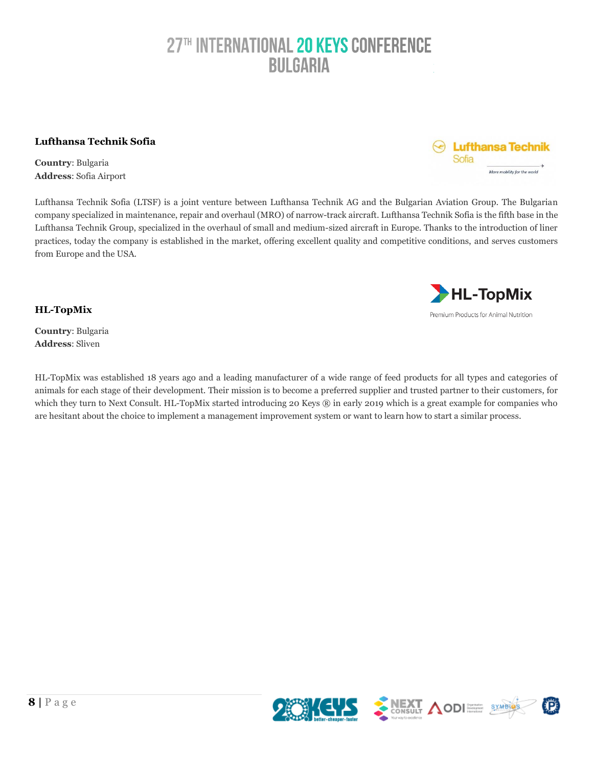**Lufthansa Technik Sofia**

**Country**: Bulgaria
**Address**: Sofia Airport

Lufthansa Technik Sofia (LTSF) is a joint venture between Lufthansa Technik AG and the Bulgarian Aviation Group. The Bulgarian company specialized in maintenance, repair and overhaul (MRO) of narrow-track aircraft. Lufthansa Technik Sofia is the fifth base in the Lufthansa Technik Group, specialized in the overhaul of small and medium-sized aircraft in Europe. Thanks to the introduction of liner practices, today the company is established in the market, offering excellent quality and competitive conditions, and serves customers from Europe and the USA.

**HL-TopMix**

**Country**: Bulgaria
**Address**: Sliven

HL-TopMix was established 18 years ago and a leading manufacturer of a wide range of feed products for all types and categories of animals for each stage of their development. Their mission is to become a preferred supplier and trusted partner to their customers, for which they turn to Next Consult. HL-TopMix started introducing 20 Keys ® in early 2019 which is a great example for companies who are hesitant about the choice to implement a management improvement system or want to learn how to start a similar process.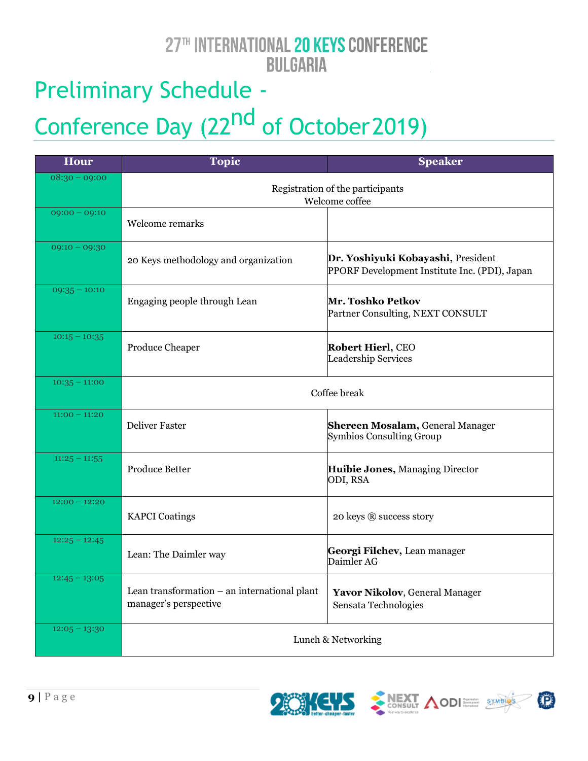# 27TH INTERNATIONAL 20 KEYS CONFERENCE BULGARIA

## Preliminary Schedule - Conference Day (22nd of October 2019)

| Hour | Topic | Speaker |
|---|---|---|
| 08:30 – 09:00 | Registration of the participants Welcome coffee | |
| 09:00 – 09:10 | Welcome remarks | |
| 09:10 – 09:30 | 20 Keys methodology and organization | **Dr. Yoshiyuki Kobayashi,** President PPORF Development Institute Inc. (PDI), Japan |
| 09:35 – 10:10 | Engaging people through Lean | **Mr. Toshko Petkov** Partner Consulting, NEXT CONSULT |
| 10:15 – 10:35 | Produce Cheaper | **Robert Hierl,** CEO Leadership Services |
| 10:35 – 11:00 | Coffee break | |
| 11:00 – 11:20 | Deliver Faster | **Shereen Mosalam,** General Manager Symbios Consulting Group |
| 11:25 – 11:55 | Produce Better | **Huibie Jones,** Managing Director ODI, RSA |
| 12:00 – 12:20 | KAPCI Coatings | 20 keys ® success story |
| 12:25 – 12:45 | Lean: The Daimler way | **Georgi Filchev,** Lean manager Daimler AG |
| 12:45 – 13:05 | Lean transformation – an international plant manager's perspective | **Yavor Nikolov**, General Manager Sensata Technologies |
| 12:05 – 13:30 | Lunch & Networking | |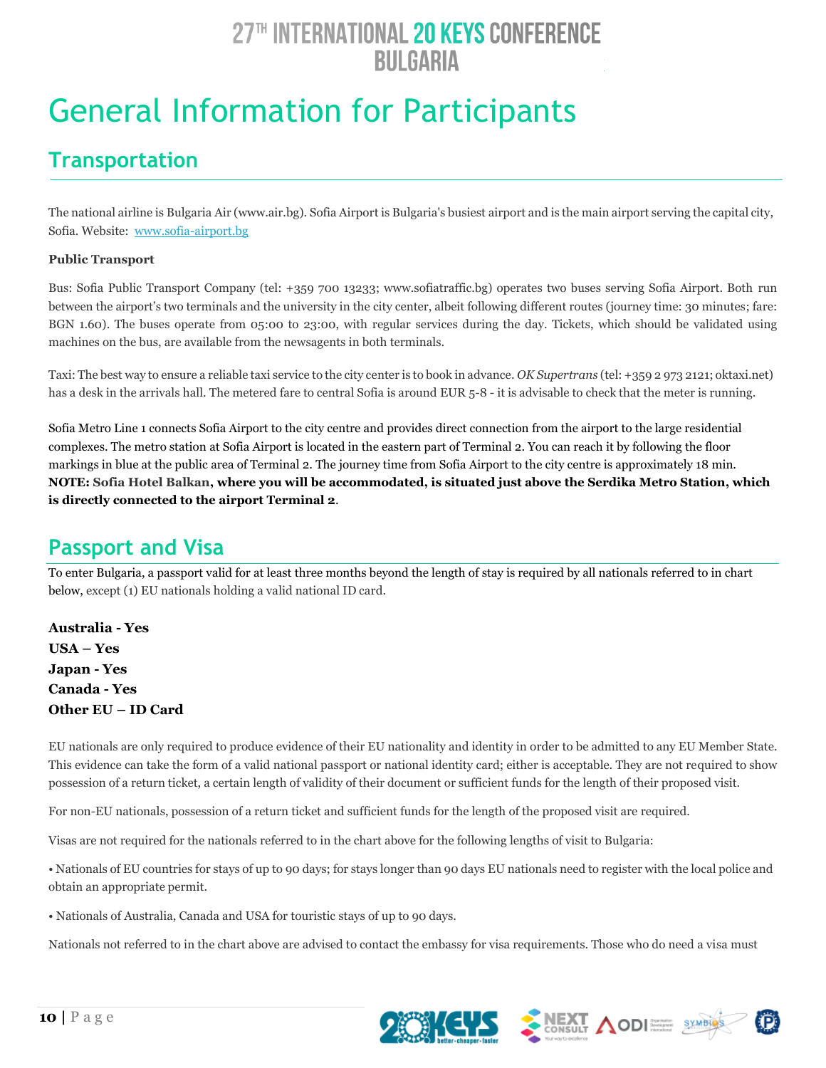# General Information for Participants

## Transportation

The national airline is Bulgaria Air (www.air.bg). Sofia Airport is Bulgaria's busiest airport and is the main airport serving the capital city, Sofia. Website: [www.sofia-airport.bg](www.sofia-airport.bg)

**Public Transport**

Bus: Sofia Public Transport Company (tel: +359 700 13233; www.sofiatraffic.bg) operates two buses serving Sofia Airport. Both run between the airport's two terminals and the university in the city center, albeit following different routes (journey time: 30 minutes; fare: BGN 1.60). The buses operate from 05:00 to 23:00, with regular services during the day. Tickets, which should be validated using machines on the bus, are available from the newsagents in both terminals.

Taxi: The best way to ensure a reliable taxi service to the city center is to book in advance. *OK Supertrans* (tel: +359 2 973 2121; oktaxi.net) has a desk in the arrivals hall. The metered fare to central Sofia is around EUR 5-8 - it is advisable to check that the meter is running.

Sofia Metro Line 1 connects Sofia Airport to the city centre and provides direct connection from the airport to the large residential complexes. The metro station at Sofia Airport is located in the eastern part of Terminal 2. You can reach it by following the floor markings in blue at the public area of Terminal 2. The journey time from Sofia Airport to the city centre is approximately 18 min. **NOTE: Sofia Hotel Balkan, where you will be accommodated, is situated just above the Serdika Metro Station, which is directly connected to the airport Terminal 2**.

## Passport and Visa

To enter Bulgaria, a passport valid for at least three months beyond the length of stay is required by all nationals referred to in chart below, except (1) EU nationals holding a valid national ID card.

**Australia - Yes**
**USA – Yes**
**Japan - Yes**
**Canada - Yes**
**Other EU – ID Card**

EU nationals are only required to produce evidence of their EU nationality and identity in order to be admitted to any EU Member State. This evidence can take the form of a valid national passport or national identity card; either is acceptable. They are not required to show possession of a return ticket, a certain length of validity of their document or sufficient funds for the length of their proposed visit.

For non-EU nationals, possession of a return ticket and sufficient funds for the length of the proposed visit are required.

Visas are not required for the nationals referred to in the chart above for the following lengths of visit to Bulgaria:

• Nationals of EU countries for stays of up to 90 days; for stays longer than 90 days EU nationals need to register with the local police and obtain an appropriate permit.

• Nationals of Australia, Canada and USA for touristic stays of up to 90 days.

Nationals not referred to in the chart above are advised to contact the embassy for visa requirements. Those who do need a visa must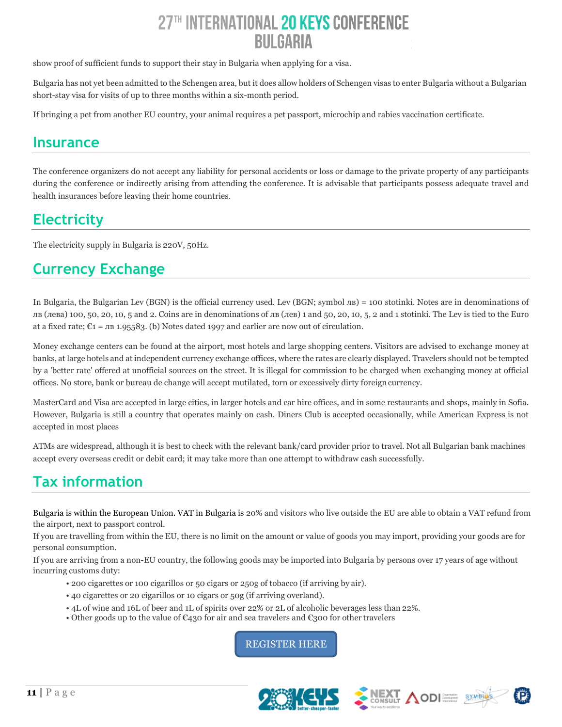show proof of sufficient funds to support their stay in Bulgaria when applying for a visa.

Bulgaria has not yet been admitted to the Schengen area, but it does allow holders of Schengen visas to enter Bulgaria without a Bulgarian short-stay visa for visits of up to three months within a six-month period.

If bringing a pet from another EU country, your animal requires a pet passport, microchip and rabies vaccination certificate.

## Insurance

The conference organizers do not accept any liability for personal accidents or loss or damage to the private property of any participants during the conference or indirectly arising from attending the conference. It is advisable that participants possess adequate travel and health insurances before leaving their home countries.

## Electricity

The electricity supply in Bulgaria is 220V, 50Hz.

## Currency Exchange

In Bulgaria, the Bulgarian Lev (BGN) is the official currency used. Lev (BGN; symbol лв) = 100 stotinki. Notes are in denominations of лв (лева) 100, 50, 20, 10, 5 and 2. Coins are in denominations of лв (лев) 1 and 50, 20, 10, 5, 2 and 1 stotinki. The Lev is tied to the Euro at a fixed rate; €1 = лв 1.95583. (b) Notes dated 1997 and earlier are now out of circulation.

Money exchange centers can be found at the airport, most hotels and large shopping centers. Visitors are advised to exchange money at banks, at large hotels and at independent currency exchange offices, where the rates are clearly displayed. Travelers should not be tempted by a 'better rate' offered at unofficial sources on the street. It is illegal for commission to be charged when exchanging money at official offices. No store, bank or bureau de change will accept mutilated, torn or excessively dirty foreign currency.

MasterCard and Visa are accepted in large cities, in larger hotels and car hire offices, and in some restaurants and shops, mainly in Sofia. However, Bulgaria is still a country that operates mainly on cash. Diners Club is accepted occasionally, while American Express is not accepted in most places

ATMs are widespread, although it is best to check with the relevant bank/card provider prior to travel. Not all Bulgarian bank machines accept every overseas credit or debit card; it may take more than one attempt to withdraw cash successfully.

## Tax information

Bulgaria is within the European Union. VAT in Bulgaria is 20% and visitors who live outside the EU are able to obtain a VAT refund from the airport, next to passport control.

If you are travelling from within the EU, there is no limit on the amount or value of goods you may import, providing your goods are for personal consumption.

If you are arriving from a non-EU country, the following goods may be imported into Bulgaria by persons over 17 years of age without incurring customs duty:

- 200 cigarettes or 100 cigarillos or 50 cigars or 250g of tobacco (if arriving by air).
- 40 cigarettes or 20 cigarillos or 10 cigars or 50g (if arriving overland).
- 4L of wine and 16L of beer and 1L of spirits over 22% or 2L of alcoholic beverages less than 22%.
- Other goods up to the value of €430 for air and sea travelers and €300 for other travelers

REGISTER HERE